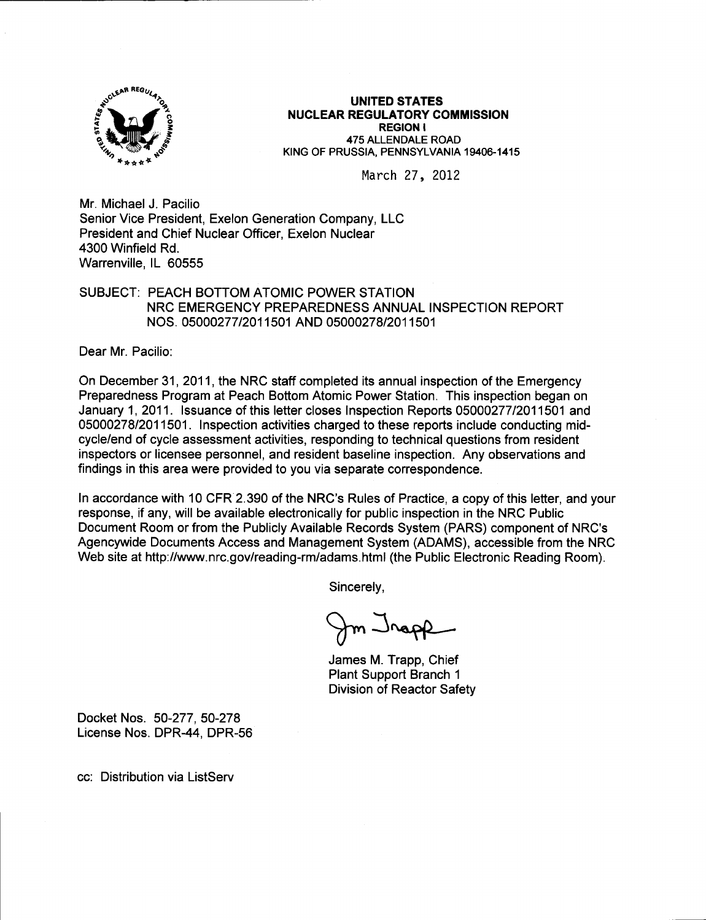**UNITED STATES**
**NUCLEAR REGULATORY COMMISSION**
**REGION I**
475 ALLENDALE ROAD
KING OF PRUSSIA, PENNSYLVANIA 19406-1415

March 27, 2012

Mr. Michael J. Pacilio
Senior Vice President, Exelon Generation Company, LLC
President and Chief Nuclear Officer, Exelon Nuclear
4300 Winfield Rd.
Warrenville, IL 60555

SUBJECT: PEACH BOTTOM ATOMIC POWER STATION
NRC EMERGENCY PREPAREDNESS ANNUAL INSPECTION REPORT
NOS. 05000277/2011501 AND 05000278/2011501

Dear Mr. Pacilio:

On December 31, 2011, the NRC staff completed its annual inspection of the Emergency Preparedness Program at Peach Bottom Atomic Power Station. This inspection began on January 1, 2011. Issuance of this letter closes Inspection Reports 05000277/2011501 and 05000278/2011501. Inspection activities charged to these reports include conducting mid-cycle/end of cycle assessment activities, responding to technical questions from resident inspectors or licensee personnel, and resident baseline inspection. Any observations and findings in this area were provided to you via separate correspondence.

In accordance with 10 CFR 2.390 of the NRC's Rules of Practice, a copy of this letter, and your response, if any, will be available electronically for public inspection in the NRC Public Document Room or from the Publicly Available Records System (PARS) component of NRC's Agencywide Documents Access and Management System (ADAMS), accessible from the NRC Web site at http://www.nrc.gov/reading-rm/adams.html (the Public Electronic Reading Room).

Sincerely,

James M. Trapp, Chief
Plant Support Branch 1
Division of Reactor Safety

Docket Nos. 50-277, 50-278
License Nos. DPR-44, DPR-56

cc: Distribution via ListServ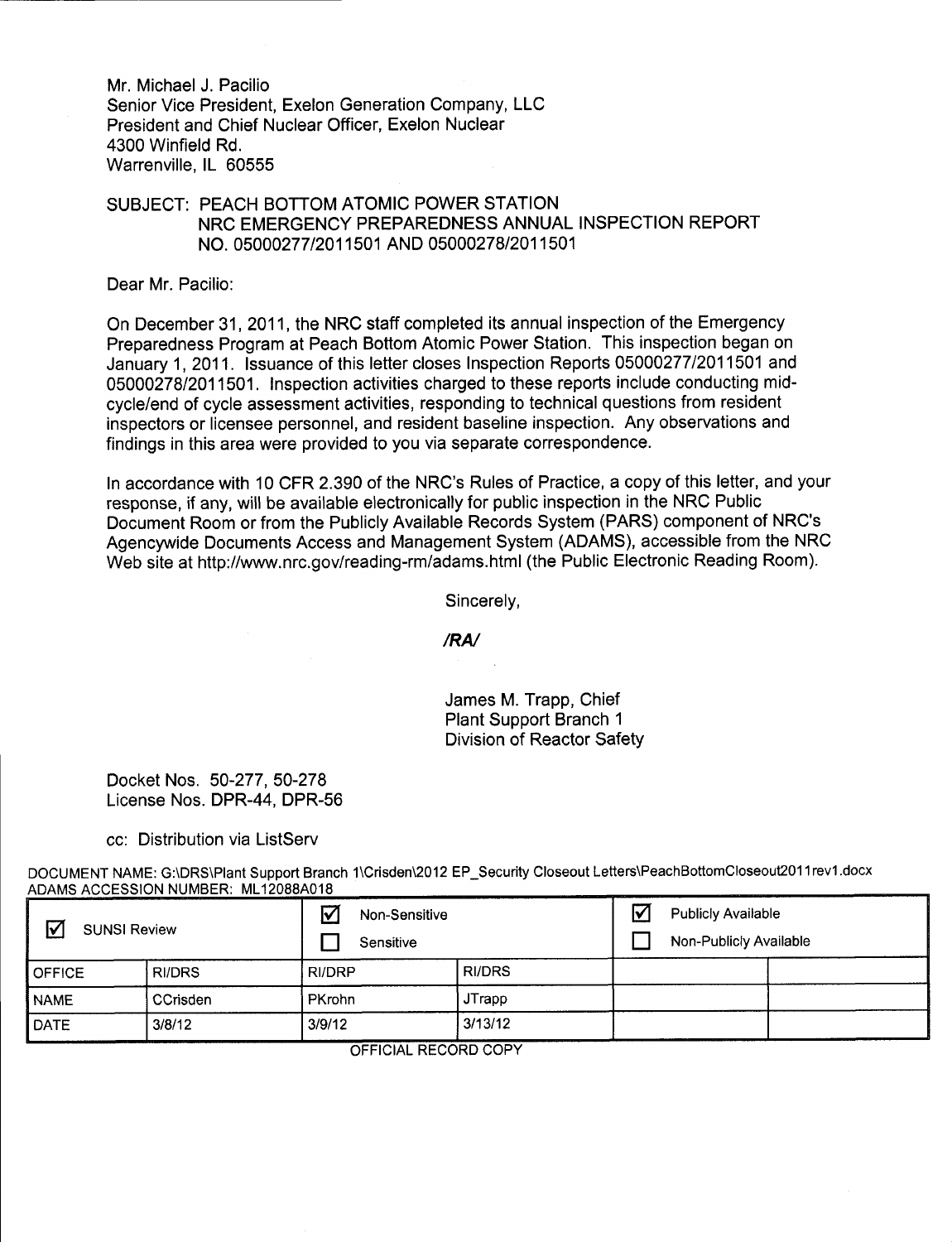Mr. Michael J. Pacilio
Senior Vice President, Exelon Generation Company, LLC
President and Chief Nuclear Officer, Exelon Nuclear
4300 Winfield Rd.
Warrenville, IL 60555

SUBJECT: PEACH BOTTOM ATOMIC POWER STATION
NRC EMERGENCY PREPAREDNESS ANNUAL INSPECTION REPORT
NO. 05000277/2011501 AND 05000278/2011501

Dear Mr. Pacilio:

On December 31, 2011, the NRC staff completed its annual inspection of the Emergency Preparedness Program at Peach Bottom Atomic Power Station. This inspection began on January 1, 2011. Issuance of this letter closes Inspection Reports 05000277/2011501 and 05000278/2011501. Inspection activities charged to these reports include conducting mid-cycle/end of cycle assessment activities, responding to technical questions from resident inspectors or licensee personnel, and resident baseline inspection. Any observations and findings in this area were provided to you via separate correspondence.

In accordance with 10 CFR 2.390 of the NRC's Rules of Practice, a copy of this letter, and your response, if any, will be available electronically for public inspection in the NRC Public Document Room or from the Publicly Available Records System (PARS) component of NRC's Agencywide Documents Access and Management System (ADAMS), accessible from the NRC Web site at http://www.nrc.gov/reading-rm/adams.html (the Public Electronic Reading Room).

Sincerely,

*/RA/*

James M. Trapp, Chief
Plant Support Branch 1
Division of Reactor Safety

Docket Nos. 50-277, 50-278
License Nos. DPR-44, DPR-56

cc: Distribution via ListServ

DOCUMENT NAME: G:\DRS\Plant Support Branch 1\Crisden\2012 EP_Security Closeout Letters\PeachBottomCloseout2011rev1.docx
ADAMS ACCESSION NUMBER: ML12088A018

| ☑ SUNSI Review | | ☑ Non-Sensitive ☐ Sensitive | | ☑ Publicly Available ☐ Non-Publicly Available | |
|---|---|---|---|---|---|
| OFFICE | RI/DRS | RI/DRP | RI/DRS | | |
| NAME | CCrisden | PKrohn | JTrapp | | |
| DATE | 3/8/12 | 3/9/12 | 3/13/12 | | |

OFFICIAL RECORD COPY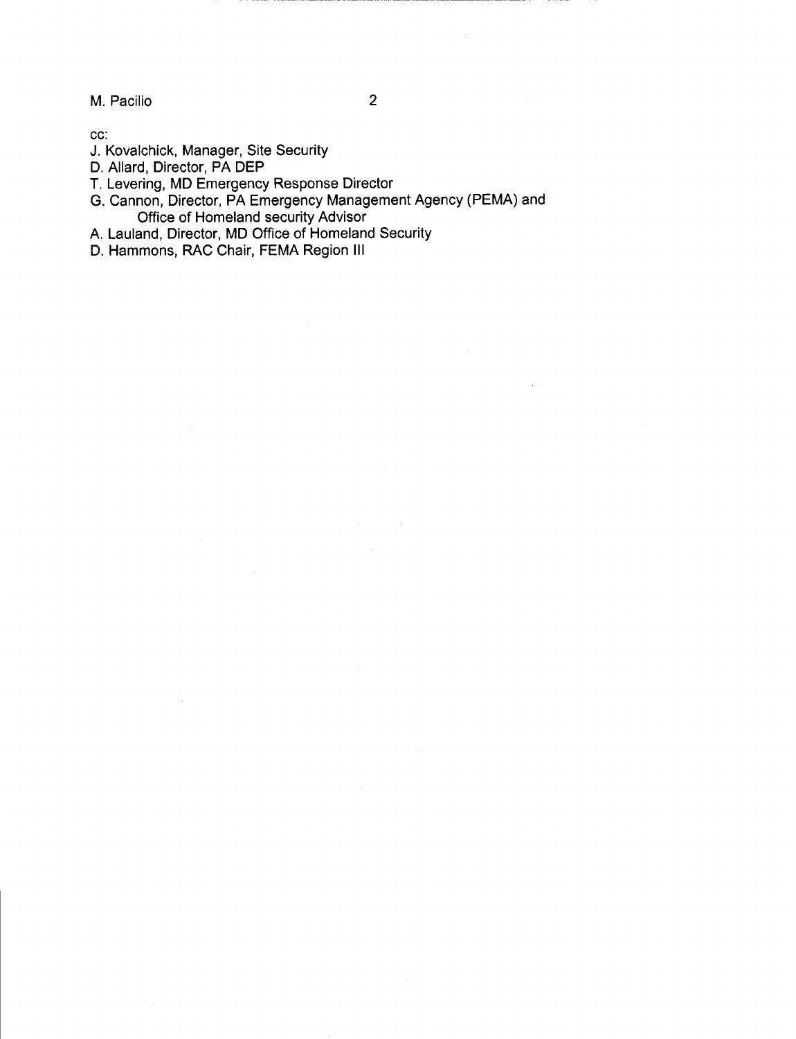cc:
J. Kovalchick, Manager, Site Security
D. Allard, Director, PA DEP
T. Levering, MD Emergency Response Director
G. Cannon, Director, PA Emergency Management Agency (PEMA) and
    Office of Homeland security Advisor
A. Lauland, Director, MD Office of Homeland Security
D. Hammons, RAC Chair, FEMA Region III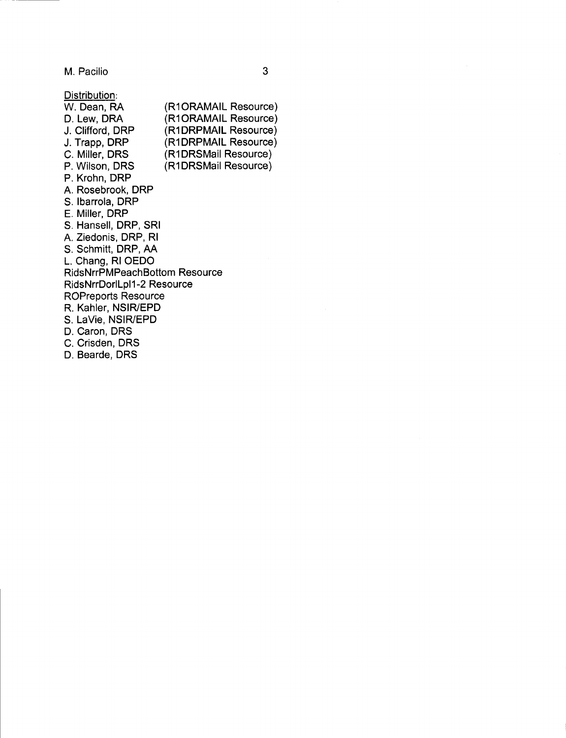Distribution:

W. Dean, RA (R1ORAMAIL Resource)
D. Lew, DRA (R1ORAMAIL Resource)
J. Clifford, DRP (R1DRPMAIL Resource)
J. Trapp, DRP (R1DRPMAIL Resource)
C. Miller, DRS (R1DRSMail Resource)
P. Wilson, DRS (R1DRSMail Resource)
P. Krohn, DRP
A. Rosebrook, DRP
S. Ibarrola, DRP
E. Miller, DRP
S. Hansell, DRP, SRI
A. Ziedonis, DRP, RI
S. Schmitt, DRP, AA
L. Chang, RI OEDO
RidsNrrPMPeachBottom Resource
RidsNrrDorlLpl1-2 Resource
ROPreports Resource
R. Kahler, NSIR/EPD
S. LaVie, NSIR/EPD
D. Caron, DRS
C. Crisden, DRS
D. Bearde, DRS